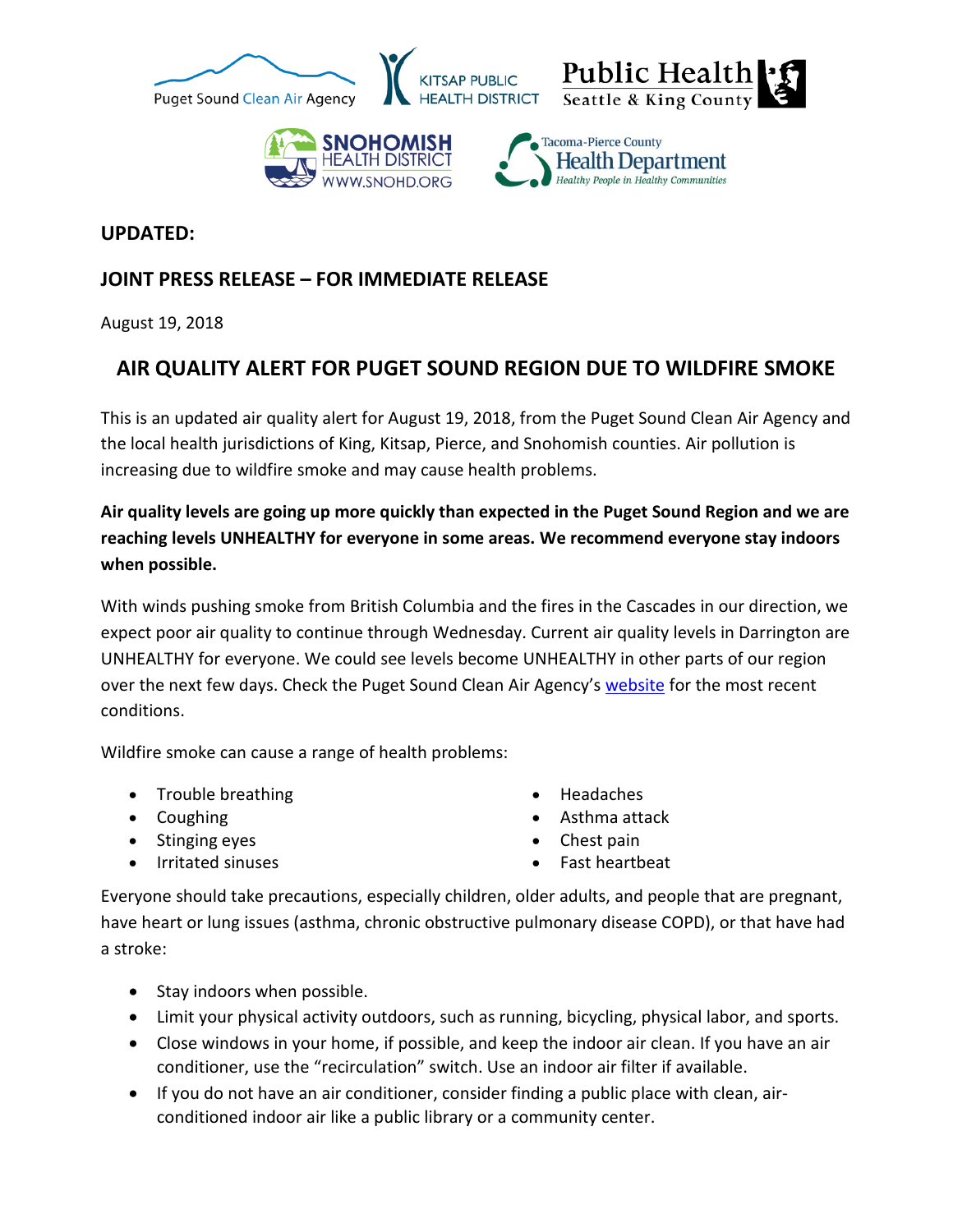**UPDATED:**

**JOINT PRESS RELEASE – FOR IMMEDIATE RELEASE**

August 19, 2018

# AIR QUALITY ALERT FOR PUGET SOUND REGION DUE TO WILDFIRE SMOKE

This is an updated air quality alert for August 19, 2018, from the Puget Sound Clean Air Agency and the local health jurisdictions of King, Kitsap, Pierce, and Snohomish counties. Air pollution is increasing due to wildfire smoke and may cause health problems.

**Air quality levels are going up more quickly than expected in the Puget Sound Region and we are reaching levels UNHEALTHY for everyone in some areas. We recommend everyone stay indoors when possible.**

With winds pushing smoke from British Columbia and the fires in the Cascades in our direction, we expect poor air quality to continue through Wednesday. Current air quality levels in Darrington are UNHEALTHY for everyone. We could see levels become UNHEALTHY in other parts of our region over the next few days. Check the Puget Sound Clean Air Agency's website for the most recent conditions.

Wildfire smoke can cause a range of health problems:

- Trouble breathing
- Coughing
- Stinging eyes
- Irritated sinuses
- Headaches
- Asthma attack
- Chest pain
- Fast heartbeat

Everyone should take precautions, especially children, older adults, and people that are pregnant, have heart or lung issues (asthma, chronic obstructive pulmonary disease COPD), or that have had a stroke:

- Stay indoors when possible.
- Limit your physical activity outdoors, such as running, bicycling, physical labor, and sports.
- Close windows in your home, if possible, and keep the indoor air clean. If you have an air conditioner, use the "recirculation" switch. Use an indoor air filter if available.
- If you do not have an air conditioner, consider finding a public place with clean, air-conditioned indoor air like a public library or a community center.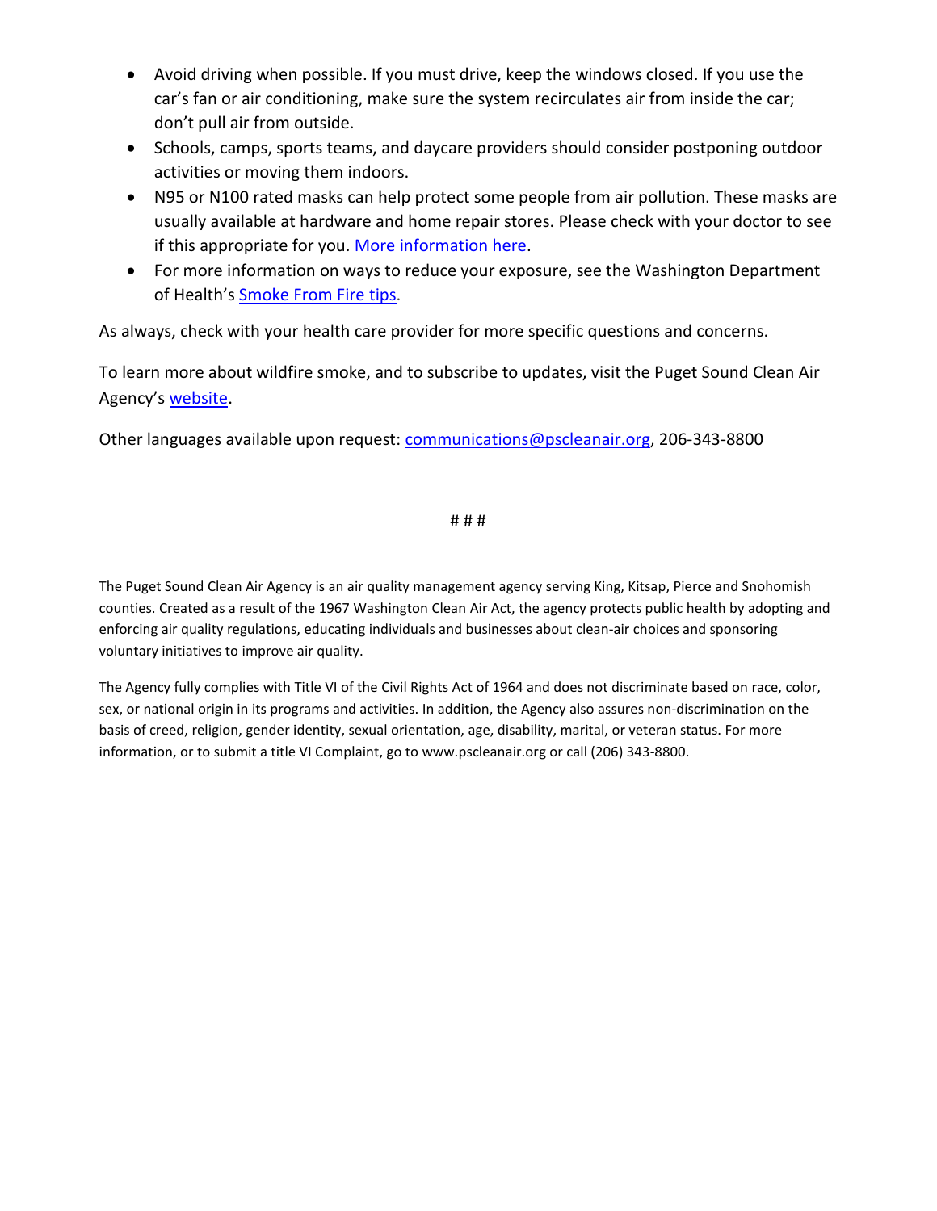- Avoid driving when possible. If you must drive, keep the windows closed. If you use the car's fan or air conditioning, make sure the system recirculates air from inside the car; don't pull air from outside.
- Schools, camps, sports teams, and daycare providers should consider postponing outdoor activities or moving them indoors.
- N95 or N100 rated masks can help protect some people from air pollution. These masks are usually available at hardware and home repair stores. Please check with your doctor to see if this appropriate for you. More information here.
- For more information on ways to reduce your exposure, see the Washington Department of Health's Smoke From Fire tips.

As always, check with your health care provider for more specific questions and concerns.

To learn more about wildfire smoke, and to subscribe to updates, visit the Puget Sound Clean Air Agency's website.

Other languages available upon request: communications@pscleanair.org, 206-343-8800

# # #

The Puget Sound Clean Air Agency is an air quality management agency serving King, Kitsap, Pierce and Snohomish counties. Created as a result of the 1967 Washington Clean Air Act, the agency protects public health by adopting and enforcing air quality regulations, educating individuals and businesses about clean-air choices and sponsoring voluntary initiatives to improve air quality.

The Agency fully complies with Title VI of the Civil Rights Act of 1964 and does not discriminate based on race, color, sex, or national origin in its programs and activities. In addition, the Agency also assures non-discrimination on the basis of creed, religion, gender identity, sexual orientation, age, disability, marital, or veteran status. For more information, or to submit a title VI Complaint, go to www.pscleanair.org or call (206) 343-8800.